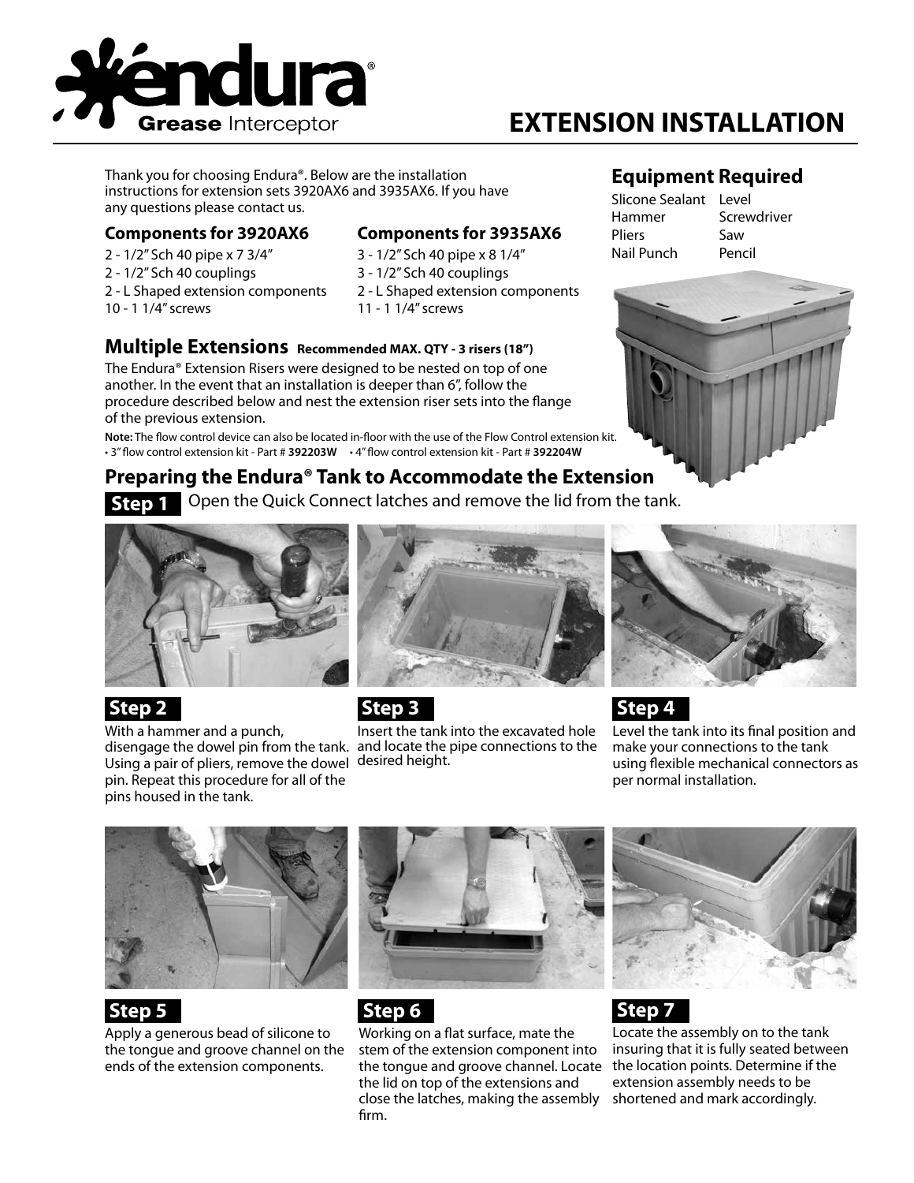# EXTENSION INSTALLATION

Thank you for choosing Endura®. Below are the installation instructions for extension sets 3920AX6 and 3935AX6. If you have any questions please contact us.

### Components for 3920AX6

2 - 1/2" Sch 40 pipe x 7 3/4"
2 - 1/2" Sch 40 couplings
2 - L Shaped extension components
10 - 1 1/4" screws

### Components for 3935AX6

3 - 1/2" Sch 40 pipe x 8 1/4"
3 - 1/2" Sch 40 couplings
2 - L Shaped extension components
11 - 1 1/4" screws

## Equipment Required

| | |
|---|---|
| Slicone Sealant | Level |
| Hammer | Screwdriver |
| Pliers | Saw |
| Nail Punch | Pencil |

## Multiple Extensions **Recommended MAX. QTY - 3 risers (18")**

The Endura® Extension Risers were designed to be nested on top of one another. In the event that an installation is deeper than 6", follow the procedure described below and nest the extension riser sets into the flange of the previous extension.

**Note:** The flow control device can also be located in-floor with the use of the Flow Control extension kit.
• 3" flow control extension kit - Part # **392203W** • 4" flow control extension kit - Part # **392204W**

## Preparing the Endura® Tank to Accommodate the Extension

**Step 1** Open the Quick Connect latches and remove the lid from the tank.

**Step 2**
With a hammer and a punch, disengage the dowel pin from the tank. Using a pair of pliers, remove the dowel pin. Repeat this procedure for all of the pins housed in the tank.

**Step 3**
Insert the tank into the excavated hole and locate the pipe connections to the desired height.

**Step 4**
Level the tank into its final position and make your connections to the tank using flexible mechanical connectors as per normal installation.

**Step 5**
Apply a generous bead of silicone to the tongue and groove channel on the ends of the extension components.

**Step 6**
Working on a flat surface, mate the stem of the extension component into the tongue and groove channel. Locate the lid on top of the extensions and close the latches, making the assembly firm.

**Step 7**
Locate the assembly on to the tank insuring that it is fully seated between the location points. Determine if the extension assembly needs to be shortened and mark accordingly.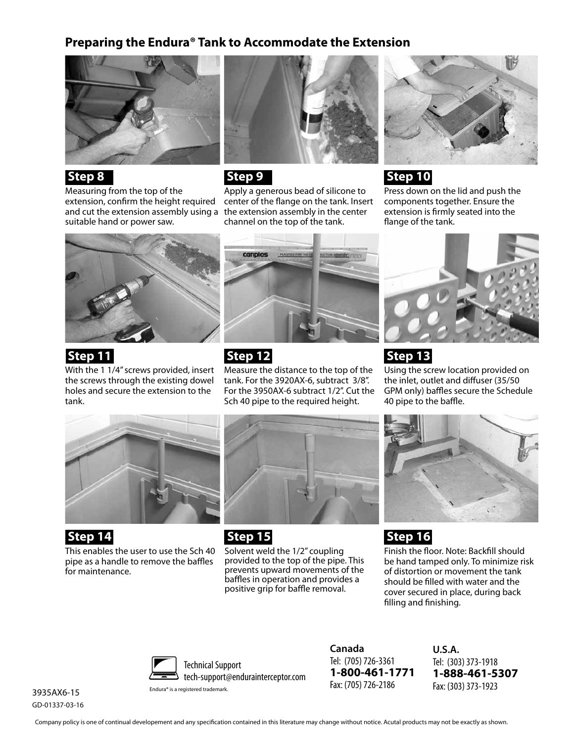## Preparing the Endura® Tank to Accommodate the Extension

**Step 8**

Measuring from the top of the extension, confirm the height required and cut the extension assembly using a suitable hand or power saw.

**Step 9**

Apply a generous bead of silicone to center of the flange on the tank. Insert the extension assembly in the center channel on the top of the tank.

**Step 10**

Press down on the lid and push the components together. Ensure the extension is firmly seated into the flange of the tank.

**Step 11**

With the 1 1/4" screws provided, insert the screws through the existing dowel holes and secure the extension to the tank.

**Step 12**

Measure the distance to the top of the tank. For the 3920AX-6, subtract 3/8". For the 3950AX-6 subtract 1/2". Cut the Sch 40 pipe to the required height.

**Step 13**

Using the screw location provided on the inlet, outlet and diffuser (35/50 GPM only) baffles secure the Schedule 40 pipe to the baffle.

**Step 14**

This enables the user to use the Sch 40 pipe as a handle to remove the baffles for maintenance.

**Step 15**

Solvent weld the 1/2" coupling provided to the top of the pipe. This prevents upward movements of the baffles in operation and provides a positive grip for baffle removal.

**Step 16**

Finish the floor. Note: Backfill should be hand tamped only. To minimize risk of distortion or movement the tank should be filled with water and the cover secured in place, during back filling and finishing.

Technical Support
tech-support@endurainterceptor.com

Endura® is a registered trademark.

**Canada**
Tel: (705) 726-3361
**1-800-461-1771**
Fax: (705) 726-2186

**U.S.A.**
Tel: (303) 373-1918
**1-888-461-5307**
Fax: (303) 373-1923

3935AX6-15
GD-01337-03-16

Company policy is one of continual developement and any specification contained in this literature may change without notice. Acutal products may not be exactly as shown.